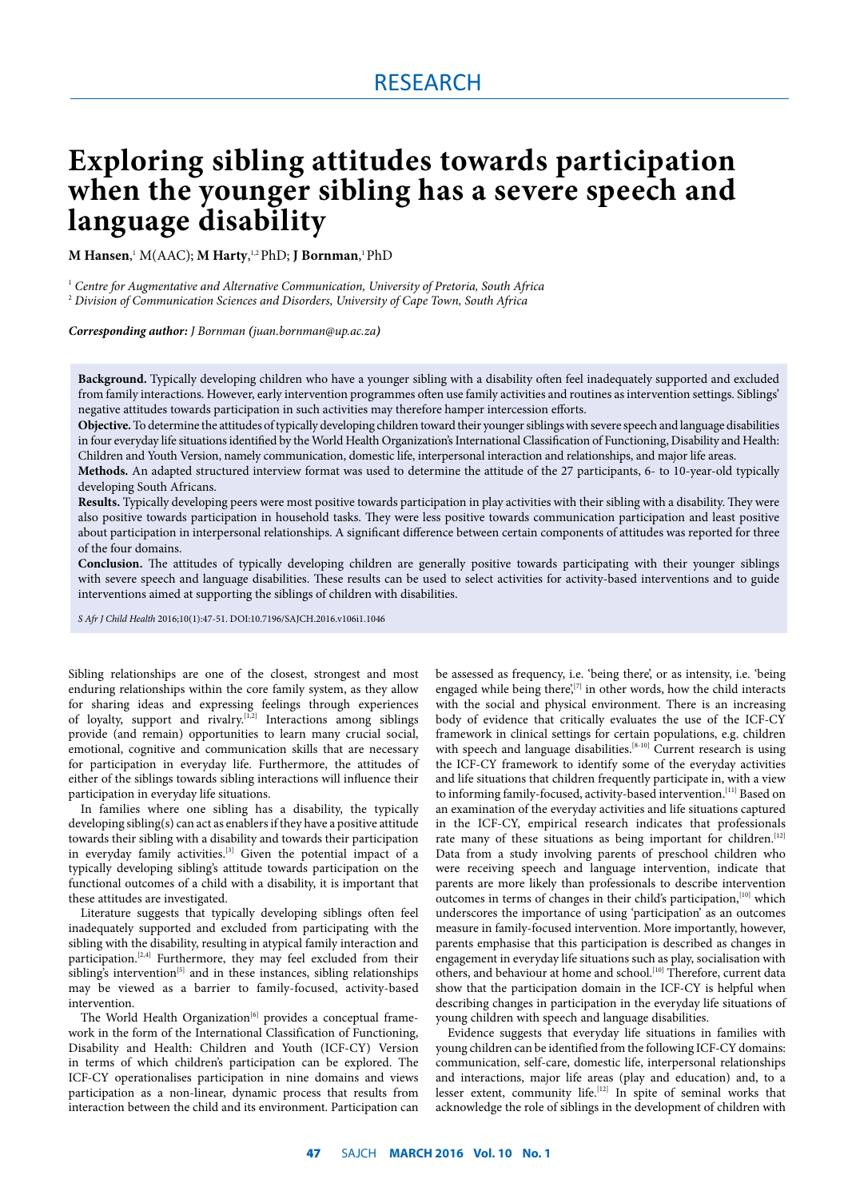RESEARCH

# Exploring sibling attitudes towards participation when the younger sibling has a severe speech and language disability

**M Hansen**,[1] M(AAC); **M Harty**,[1,2] PhD; **J Bornman**,[1] PhD

[1] *Centre for Augmentative and Alternative Communication, University of Pretoria, South Africa*
[2] *Division of Communication Sciences and Disorders, University of Cape Town, South Africa*

***Corresponding author:** J Bornman (juan.bornman@up.ac.za)*

**Background.** Typically developing children who have a younger sibling with a disability often feel inadequately supported and excluded from family interactions. However, early intervention programmes often use family activities and routines as intervention settings. Siblings' negative attitudes towards participation in such activities may therefore hamper intercession efforts.

**Objective.** To determine the attitudes of typically developing children toward their younger siblings with severe speech and language disabilities in four everyday life situations identified by the World Health Organization's International Classification of Functioning, Disability and Health: Children and Youth Version, namely communication, domestic life, interpersonal interaction and relationships, and major life areas.

**Methods.** An adapted structured interview format was used to determine the attitude of the 27 participants, 6- to 10-year-old typically developing South Africans.

**Results.** Typically developing peers were most positive towards participation in play activities with their sibling with a disability. They were also positive towards participation in household tasks. They were less positive towards communication participation and least positive about participation in interpersonal relationships. A significant difference between certain components of attitudes was reported for three of the four domains.

**Conclusion.** The attitudes of typically developing children are generally positive towards participating with their younger siblings with severe speech and language disabilities. These results can be used to select activities for activity-based interventions and to guide interventions aimed at supporting the siblings of children with disabilities.

*S Afr J Child Health* 2016;10(1):47-51. DOI:10.7196/SAJCH.2016.v106i1.1046

Sibling relationships are one of the closest, strongest and most enduring relationships within the core family system, as they allow for sharing ideas and expressing feelings through experiences of loyalty, support and rivalry.[1,2] Interactions among siblings provide (and remain) opportunities to learn many crucial social, emotional, cognitive and communication skills that are necessary for participation in everyday life. Furthermore, the attitudes of either of the siblings towards sibling interactions will influence their participation in everyday life situations.

In families where one sibling has a disability, the typically developing sibling(s) can act as enablers if they have a positive attitude towards their sibling with a disability and towards their participation in everyday family activities.[3] Given the potential impact of a typically developing sibling's attitude towards participation on the functional outcomes of a child with a disability, it is important that these attitudes are investigated.

Literature suggests that typically developing siblings often feel inadequately supported and excluded from participating with the sibling with the disability, resulting in atypical family interaction and participation.[2,4] Furthermore, they may feel excluded from their sibling's intervention[5] and in these instances, sibling relationships may be viewed as a barrier to family-focused, activity-based intervention.

The World Health Organization[6] provides a conceptual framework in the form of the International Classification of Functioning, Disability and Health: Children and Youth (ICF-CY) Version in terms of which children's participation can be explored. The ICF-CY operationalises participation in nine domains and views participation as a non-linear, dynamic process that results from interaction between the child and its environment. Participation can be assessed as frequency, i.e. 'being there', or as intensity, i.e. 'being engaged while being there',[7] in other words, how the child interacts with the social and physical environment. There is an increasing body of evidence that critically evaluates the use of the ICF-CY framework in clinical settings for certain populations, e.g. children with speech and language disabilities.[8-10] Current research is using the ICF-CY framework to identify some of the everyday activities and life situations that children frequently participate in, with a view to informing family-focused, activity-based intervention.[11] Based on an examination of the everyday activities and life situations captured in the ICF-CY, empirical research indicates that professionals rate many of these situations as being important for children.[12] Data from a study involving parents of preschool children who were receiving speech and language intervention, indicate that parents are more likely than professionals to describe intervention outcomes in terms of changes in their child's participation,[10] which underscores the importance of using 'participation' as an outcomes measure in family-focused intervention. More importantly, however, parents emphasise that this participation is described as changes in engagement in everyday life situations such as play, socialisation with others, and behaviour at home and school.[10] Therefore, current data show that the participation domain in the ICF-CY is helpful when describing changes in participation in the everyday life situations of young children with speech and language disabilities.

Evidence suggests that everyday life situations in families with young children can be identified from the following ICF-CY domains: communication, self-care, domestic life, interpersonal relationships and interactions, major life areas (play and education) and, to a lesser extent, community life.[12] In spite of seminal works that acknowledge the role of siblings in the development of children with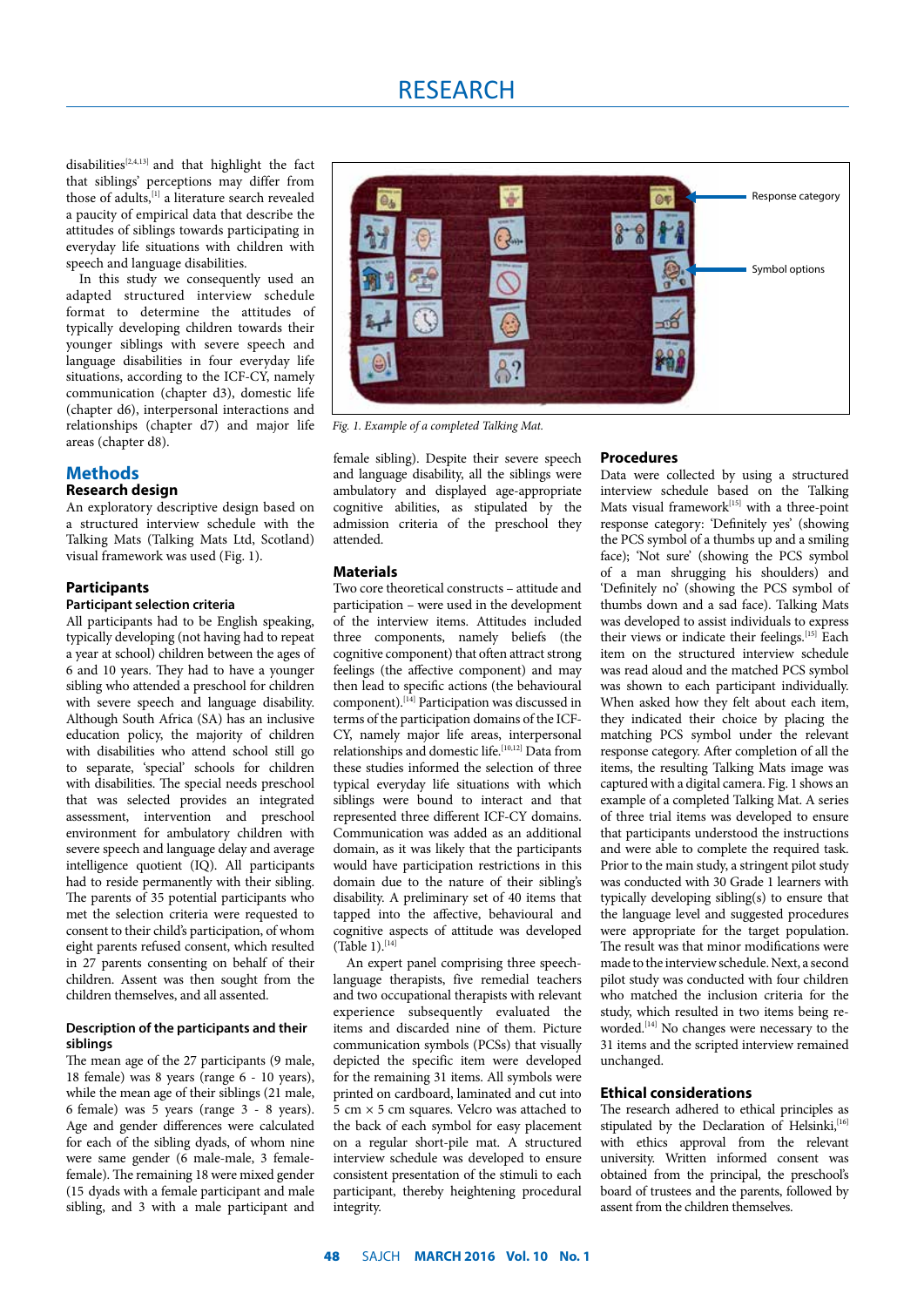disabilities[2,4,13] and that highlight the fact that siblings' perceptions may differ from those of adults,[1] a literature search revealed a paucity of empirical data that describe the attitudes of siblings towards participating in everyday life situations with children with speech and language disabilities.

In this study we consequently used an adapted structured interview schedule format to determine the attitudes of typically developing children towards their younger siblings with severe speech and language disabilities in four everyday life situations, according to the ICF-CY, namely communication (chapter d3), domestic life (chapter d6), interpersonal interactions and relationships (chapter d7) and major life areas (chapter d8).

## Methods

### Research design

An exploratory descriptive design based on a structured interview schedule with the Talking Mats (Talking Mats Ltd, Scotland) visual framework was used (Fig. 1).

*Fig. 1. Example of a completed Talking Mat.*

### Participants

#### Participant selection criteria

All participants had to be English speaking, typically developing (not having had to repeat a year at school) children between the ages of 6 and 10 years. They had to have a younger sibling who attended a preschool for children with severe speech and language disability. Although South Africa (SA) has an inclusive education policy, the majority of children with disabilities who attend school still go to separate, 'special' schools for children with disabilities. The special needs preschool that was selected provides an integrated assessment, intervention and preschool environment for ambulatory children with severe speech and language delay and average intelligence quotient (IQ). All participants had to reside permanently with their sibling. The parents of 35 potential participants who met the selection criteria were requested to consent to their child's participation, of whom eight parents refused consent, which resulted in 27 parents consenting on behalf of their children. Assent was then sought from the children themselves, and all assented.

#### Description of the participants and their siblings

The mean age of the 27 participants (9 male, 18 female) was 8 years (range 6 - 10 years), while the mean age of their siblings (21 male, 6 female) was 5 years (range 3 - 8 years). Age and gender differences were calculated for each of the sibling dyads, of whom nine were same gender (6 male-male, 3 female-female). The remaining 18 were mixed gender (15 dyads with a female participant and male sibling, and 3 with a male participant and female sibling). Despite their severe speech and language disability, all the siblings were ambulatory and displayed age-appropriate cognitive abilities, as stipulated by the admission criteria of the preschool they attended.

### Materials

Two core theoretical constructs – attitude and participation – were used in the development of the interview items. Attitudes included three components, namely beliefs (the cognitive component) that often attract strong feelings (the affective component) and may then lead to specific actions (the behavioural component).[14] Participation was discussed in terms of the participation domains of the ICF-CY, namely major life areas, interpersonal relationships and domestic life.[10,12] Data from these studies informed the selection of three typical everyday life situations with which siblings were bound to interact and that represented three different ICF-CY domains. Communication was added as an additional domain, as it was likely that the participants would have participation restrictions in this domain due to the nature of their sibling's disability. A preliminary set of 40 items that tapped into the affective, behavioural and cognitive aspects of attitude was developed (Table 1).[14]

An expert panel comprising three speech-language therapists, five remedial teachers and two occupational therapists with relevant experience subsequently evaluated the items and discarded nine of them. Picture communication symbols (PCSs) that visually depicted the specific item were developed for the remaining 31 items. All symbols were printed on cardboard, laminated and cut into 5 cm × 5 cm squares. Velcro was attached to the back of each symbol for easy placement on a regular short-pile mat. A structured interview schedule was developed to ensure consistent presentation of the stimuli to each participant, thereby heightening procedural integrity.

### Procedures

Data were collected by using a structured interview schedule based on the Talking Mats visual framework[15] with a three-point response category: 'Definitely yes' (showing the PCS symbol of a thumbs up and a smiling face); 'Not sure' (showing the PCS symbol of a man shrugging his shoulders) and 'Definitely no' (showing the PCS symbol of thumbs down and a sad face). Talking Mats was developed to assist individuals to express their views or indicate their feelings.[15] Each item on the structured interview schedule was read aloud and the matched PCS symbol was shown to each participant individually. When asked how they felt about each item, they indicated their choice by placing the matching PCS symbol under the relevant response category. After completion of all the items, the resulting Talking Mats image was captured with a digital camera. Fig. 1 shows an example of a completed Talking Mat. A series of three trial items was developed to ensure that participants understood the instructions and were able to complete the required task. Prior to the main study, a stringent pilot study was conducted with 30 Grade 1 learners with typically developing sibling(s) to ensure that the language level and suggested procedures were appropriate for the target population. The result was that minor modifications were made to the interview schedule. Next, a second pilot study was conducted with four children who matched the inclusion criteria for the study, which resulted in two items being re-worded.[14] No changes were necessary to the 31 items and the scripted interview remained unchanged.

### Ethical considerations

The research adhered to ethical principles as stipulated by the Declaration of Helsinki,[16] with ethics approval from the relevant university. Written informed consent was obtained from the principal, the preschool's board of trustees and the parents, followed by assent from the children themselves.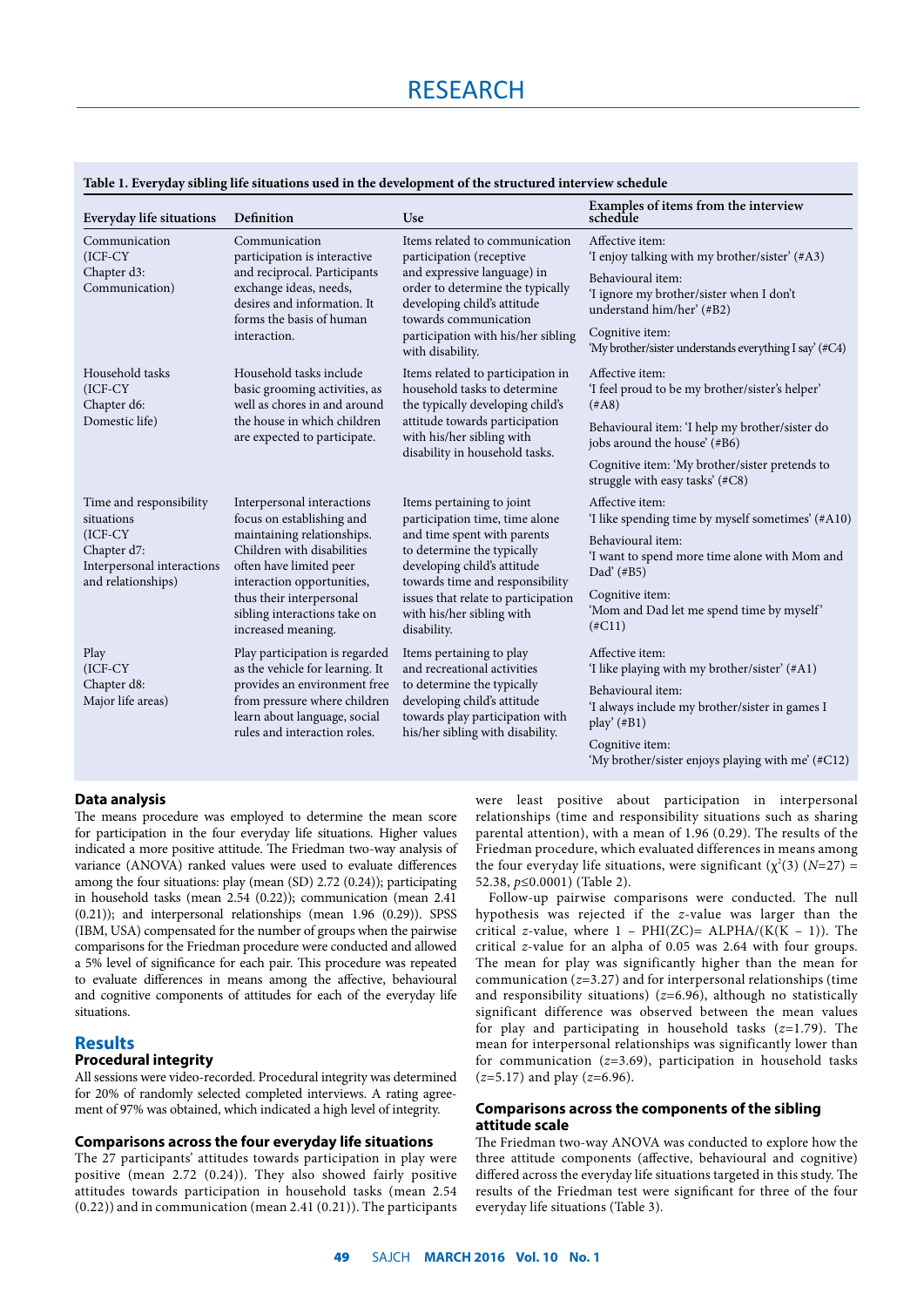**Table 1. Everyday sibling life situations used in the development of the structured interview schedule**

| Everyday life situations | Definition | Use | Examples of items from the interview schedule |
|---|---|---|---|
| Communication (ICF-CY Chapter d3: Communication) | Communication participation is interactive and reciprocal. Participants exchange ideas, needs, desires and information. It forms the basis of human interaction. | Items related to communication participation (receptive and expressive language) in order to determine the typically developing child's attitude towards communication participation with his/her sibling with disability. | Affective item: 'I enjoy talking with my brother/sister' (#A3)<br>Behavioural item: 'I ignore my brother/sister when I don't understand him/her' (#B2)<br>Cognitive item: 'My brother/sister understands everything I say' (#C4) |
| Household tasks (ICF-CY Chapter d6: Domestic life) | Household tasks include basic grooming activities, as well as chores in and around the house in which children are expected to participate. | Items related to participation in household tasks to determine the typically developing child's attitude towards participation with his/her sibling with disability in household tasks. | Affective item: 'I feel proud to be my brother/sister's helper' (#A8)<br>Behavioural item: 'I help my brother/sister do jobs around the house' (#B6)<br>Cognitive item: 'My brother/sister pretends to struggle with easy tasks' (#C8) |
| Time and responsibility situations (ICF-CY Chapter d7: Interpersonal interactions and relationships) | Interpersonal interactions focus on establishing and maintaining relationships. Children with disabilities often have limited peer interaction opportunities, thus their interpersonal sibling interactions take on increased meaning. | Items pertaining to joint participation time, time alone and time spent with parents to determine the typically developing child's attitude towards time and responsibility issues that relate to participation with his/her sibling with disability. | Affective item: 'I like spending time by myself sometimes' (#A10)<br>Behavioural item: 'I want to spend more time alone with Mom and Dad' (#B5)<br>Cognitive item: 'Mom and Dad let me spend time by myself' (#C11) |
| Play (ICF-CY Chapter d8: Major life areas) | Play participation is regarded as the vehicle for learning. It provides an environment free from pressure where children learn about language, social rules and interaction roles. | Items pertaining to play and recreational activities to determine the typically developing child's attitude towards play participation with his/her sibling with disability. | Affective item: 'I like playing with my brother/sister' (#A1)<br>Behavioural item: 'I always include my brother/sister in games I play' (#B1)<br>Cognitive item: 'My brother/sister enjoys playing with me' (#C12) |

### Data analysis

The means procedure was employed to determine the mean score for participation in the four everyday life situations. Higher values indicated a more positive attitude. The Friedman two-way analysis of variance (ANOVA) ranked values were used to evaluate differences among the four situations: play (mean (SD) 2.72 (0.24)); participating in household tasks (mean 2.54 (0.22)); communication (mean 2.41 (0.21)); and interpersonal relationships (mean 1.96 (0.29)). SPSS (IBM, USA) compensated for the number of groups when the pairwise comparisons for the Friedman procedure were conducted and allowed a 5% level of significance for each pair. This procedure was repeated to evaluate differences in means among the affective, behavioural and cognitive components of attitudes for each of the everyday life situations.

## Results

### Procedural integrity

All sessions were video-recorded. Procedural integrity was determined for 20% of randomly selected completed interviews. A rating agreement of 97% was obtained, which indicated a high level of integrity.

### Comparisons across the four everyday life situations

The 27 participants' attitudes towards participation in play were positive (mean 2.72 (0.24)). They also showed fairly positive attitudes towards participation in household tasks (mean 2.54 (0.22)) and in communication (mean 2.41 (0.21)). The participants were least positive about participation in interpersonal relationships (time and responsibility situations such as sharing parental attention), with a mean of 1.96 (0.29). The results of the Friedman procedure, which evaluated differences in means among the four everyday life situations, were significant ($\chi^2(3)$ ($N$=27) = 52.38, $p \leq 0.0001$) (Table 2).

Follow-up pairwise comparisons were conducted. The null hypothesis was rejected if the $z$-value was larger than the critical $z$-value, where 1 – PHI(ZC)= ALPHA/(K(K – 1)). The critical $z$-value for an alpha of 0.05 was 2.64 with four groups. The mean for play was significantly higher than the mean for communication ($z$=3.27) and for interpersonal relationships (time and responsibility situations) ($z$=6.96), although no statistically significant difference was observed between the mean values for play and participating in household tasks ($z$=1.79). The mean for interpersonal relationships was significantly lower than for communication ($z$=3.69), participation in household tasks ($z$=5.17) and play ($z$=6.96).

### Comparisons across the components of the sibling attitude scale

The Friedman two-way ANOVA was conducted to explore how the three attitude components (affective, behavioural and cognitive) differed across the everyday life situations targeted in this study. The results of the Friedman test were significant for three of the four everyday life situations (Table 3).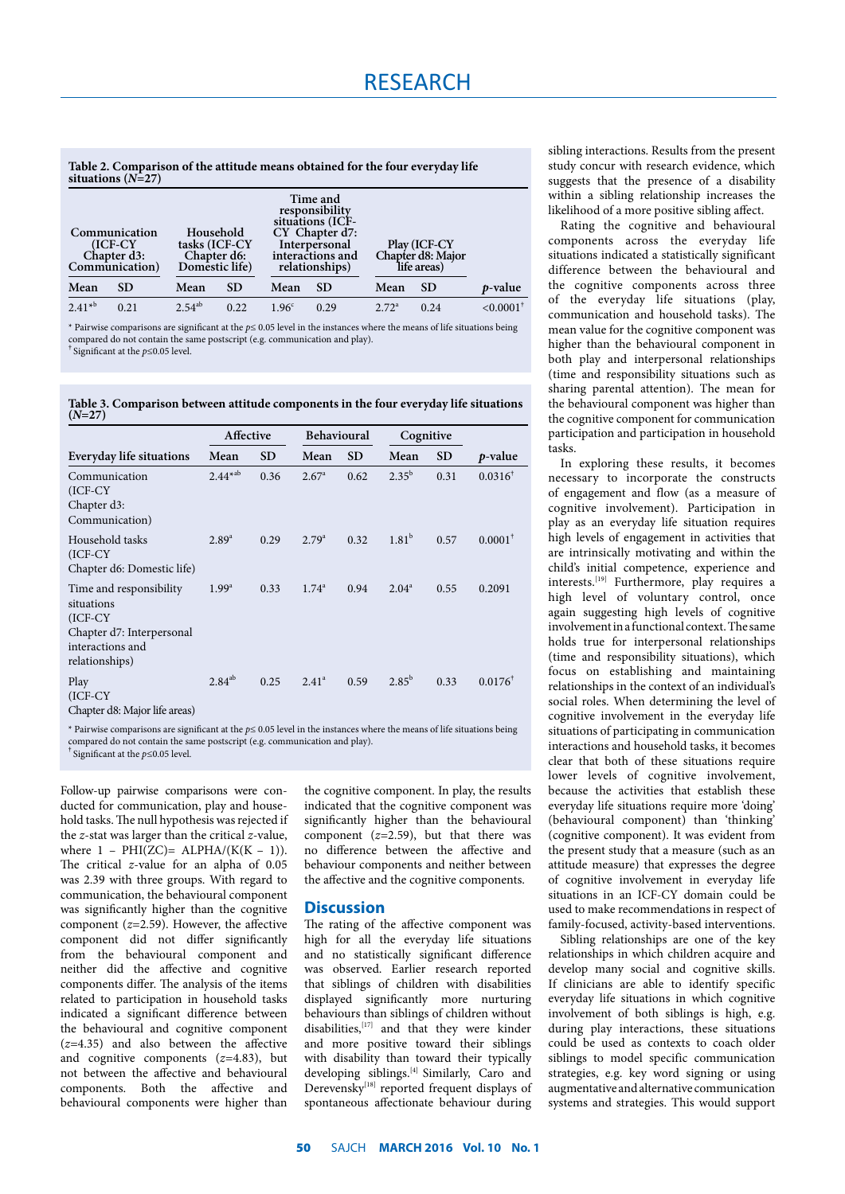**Table 2. Comparison of the attitude means obtained for the four everyday life situations ($N$=27)**

| Communication (ICF-CY Chapter d3: Communication) | | Household tasks (ICF-CY Chapter d6: Domestic life) | | Time and responsibility situations (ICF-CY Chapter d7: Interpersonal interactions and relationships) | | Play (ICF-CY Chapter d8: Major life areas) | | |
|---|---|---|---|---|---|---|---|---|
| Mean | SD | Mean | SD | Mean | SD | Mean | SD | $p$-value |
| 2.41*[b] | 0.21 | 2.54[ab] | 0.22 | 1.96[c] | 0.29 | 2.72[a] | 0.24 | <0.0001[†] |

* Pairwise comparisons are significant at the $p \leq 0.05$ level in the instances where the means of life situations being compared do not contain the same postscript (e.g. communication and play).
[†] Significant at the $p \leq 0.05$ level.

**Table 3. Comparison between attitude components in the four everyday life situations ($N$=27)**

| | Affective | | Behavioural | | Cognitive | | |
|---|---|---|---|---|---|---|---|
| Everyday life situations | Mean | SD | Mean | SD | Mean | SD | $p$-value |
| Communication (ICF-CY Chapter d3: Communication) | 2.44*[ab] | 0.36 | 2.67[a] | 0.62 | 2.35[b] | 0.31 | 0.0316[†] |
| Household tasks (ICF-CY Chapter d6: Domestic life) | 2.89[a] | 0.29 | 2.79[a] | 0.32 | 1.81[b] | 0.57 | 0.0001[†] |
| Time and responsibility situations (ICF-CY Chapter d7: Interpersonal interactions and relationships) | 1.99[a] | 0.33 | 1.74[a] | 0.94 | 2.04[a] | 0.55 | 0.2091 |
| Play (ICF-CY Chapter d8: Major life areas) | 2.84[ab] | 0.25 | 2.41[a] | 0.59 | 2.85[b] | 0.33 | 0.0176[†] |

* Pairwise comparisons are significant at the $p \leq 0.05$ level in the instances where the means of life situations being compared do not contain the same postscript (e.g. communication and play).
[†] Significant at the $p \leq 0.05$ level.

Follow-up pairwise comparisons were conducted for communication, play and household tasks. The null hypothesis was rejected if the $z$-stat was larger than the critical $z$-value, where $1 - \text{PHI}(ZC) = \text{ALPHA}/(K(K-1))$. The critical $z$-value for an alpha of 0.05 was 2.39 with three groups. With regard to communication, the behavioural component was significantly higher than the cognitive component ($z$=2.59). However, the affective component did not differ significantly from the behavioural component and neither did the affective and cognitive components differ. The analysis of the items related to participation in household tasks indicated a significant difference between the behavioural and cognitive component ($z$=4.35) and also between the affective and cognitive components ($z$=4.83), but not between the affective and behavioural components. Both the affective and behavioural components were higher than the cognitive component. In play, the results indicated that the cognitive component was significantly higher than the behavioural component ($z$=2.59), but that there was no difference between the affective and behaviour components and neither between the affective and the cognitive components.

## Discussion

The rating of the affective component was high for all the everyday life situations and no statistically significant difference was observed. Earlier research reported that siblings of children with disabilities displayed significantly more nurturing behaviours than siblings of children without disabilities,[17] and that they were kinder and more positive toward their siblings with disability than toward their typically developing siblings.[4] Similarly, Caro and Derevensky[18] reported frequent displays of spontaneous affectionate behaviour during sibling interactions. Results from the present study concur with research evidence, which suggests that the presence of a disability within a sibling relationship increases the likelihood of a more positive sibling affect.

Rating the cognitive and behavioural components across the everyday life situations indicated a statistically significant difference between the behavioural and the cognitive components across three of the everyday life situations (play, communication and household tasks). The mean value for the cognitive component was higher than the behavioural component in both play and interpersonal relationships (time and responsibility situations such as sharing parental attention). The mean for the behavioural component was higher than the cognitive component for communication participation and participation in household tasks.

In exploring these results, it becomes necessary to incorporate the constructs of engagement and flow (as a measure of cognitive involvement). Participation in play as an everyday life situation requires high levels of engagement in activities that are intrinsically motivating and within the child's initial competence, experience and interests.[19] Furthermore, play requires a high level of voluntary control, once again suggesting high levels of cognitive involvement in a functional context. The same holds true for interpersonal relationships (time and responsibility situations), which focus on establishing and maintaining relationships in the context of an individual's social roles. When determining the level of cognitive involvement in the everyday life situations of participating in communication interactions and household tasks, it becomes clear that both of these situations require lower levels of cognitive involvement, because the activities that establish these everyday life situations require more 'doing' (behavioural component) than 'thinking' (cognitive component). It was evident from the present study that a measure (such as an attitude measure) that expresses the degree of cognitive involvement in everyday life situations in an ICF-CY domain could be used to make recommendations in respect of family-focused, activity-based interventions.

Sibling relationships are one of the key relationships in which children acquire and develop many social and cognitive skills. If clinicians are able to identify specific everyday life situations in which cognitive involvement of both siblings is high, e.g. during play interactions, these situations could be used as contexts to coach older siblings to model specific communication strategies, e.g. key word signing or using augmentative and alternative communication systems and strategies. This would support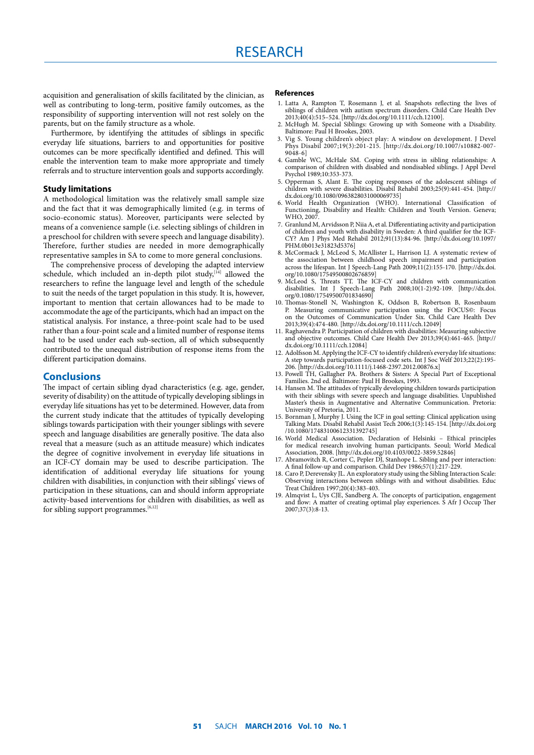acquisition and generalisation of skills facilitated by the clinician, as well as contributing to long-term, positive family outcomes, as the responsibility of supporting intervention will not rest solely on the parents, but on the family structure as a whole.

Furthermore, by identifying the attitudes of siblings in specific everyday life situations, barriers to and opportunities for positive outcomes can be more specifically identified and defined. This will enable the intervention team to make more appropriate and timely referrals and to structure intervention goals and supports accordingly.

### Study limitations

A methodological limitation was the relatively small sample size and the fact that it was demographically limited (e.g. in terms of socio-economic status). Moreover, participants were selected by means of a convenience sample (i.e. selecting siblings of children in a preschool for children with severe speech and language disability). Therefore, further studies are needed in more demographically representative samples in SA to come to more general conclusions.

The comprehensive process of developing the adapted interview schedule, which included an in-depth pilot study,[14] allowed the researchers to refine the language level and length of the schedule to suit the needs of the target population in this study. It is, however, important to mention that certain allowances had to be made to accommodate the age of the participants, which had an impact on the statistical analysis. For instance, a three-point scale had to be used rather than a four-point scale and a limited number of response items had to be used under each sub-section, all of which subsequently contributed to the unequal distribution of response items from the different participation domains.

## Conclusions

The impact of certain sibling dyad characteristics (e.g. age, gender, severity of disability) on the attitude of typically developing siblings in everyday life situations has yet to be determined. However, data from the current study indicate that the attitudes of typically developing siblings towards participation with their younger siblings with severe speech and language disabilities are generally positive. The data also reveal that a measure (such as an attitude measure) which indicates the degree of cognitive involvement in everyday life situations in an ICF-CY domain may be used to describe participation. The identification of additional everyday life situations for young children with disabilities, in conjunction with their siblings' views of participation in these situations, can and should inform appropriate activity-based interventions for children with disabilities, as well as for sibling support programmes.[6,12]

### References

1. Latta A, Rampton T, Rosemann J, et al. Snapshots reflecting the lives of siblings of children with autism spectrum disorders. Child Care Health Dev 2013;40(4):515–524. [http://dx.doi.org/10.1111/cch.12100].
2. McHugh M. Special Siblings: Growing up with Someone with a Disability. Baltimore: Paul H Brookes, 2003.
3. Vig S. Young children's object play: A window on development. J Devel Phys Disabil 2007;19(3):201-215. [http://dx.doi.org/10.1007/s10882-007-9048-6]
4. Gamble WC, McHale SM. Coping with stress in sibling relationships: A comparison of children with disabled and nondisabled siblings. J Appl Devel Psychol 1989;10:353-373.
5. Opperman S, Alant E. The coping responses of the adolescent siblings of children with severe disabilities. Disabil Rehabil 2003;25(9):441-454. [http://dx.doi.org/10.1080/0963828031000069735]
6. World Health Organization (WHO). International Classification of Functioning, Disability and Health: Children and Youth Version. Geneva; WHO, 2007.
7. Granlund M, Arvidsson P, Niia A, et al. Differentiating activity and participation of children and youth with disability in Sweden: A third qualifier for the ICF-CY? Am J Phys Med Rehabil 2012;91(13):84-96. [http://dx.doi.org/10.1097/PHM.0b013e31823d5376]
8. McCormack J, McLeod S, McAllister L, Harrison LJ. A systematic review of the association between childhood speech impairment and participation across the lifespan. Int J Speech-Lang Path 2009;11(2):155-170. [http://dx.doi.org/10.1080/17549500802676859]
9. McLeod S, Threats TT. The ICF-CY and children with communication disabilities. Int J Speech-Lang Path 2008;10(1-2):92-109. [http://dx.doi.org/0.1080/17549500701834690]
10. Thomas-Stonell N, Washington K, Oddson B, Robertson B, Rosenbaum P. Measuring communicative participation using the FOCUS©: Focus on the Outcomes of Communication Under Six. Child Care Health Dev 2013;39(4):474-480. [http://dx.doi.org/10.1111/cch.12049]
11. Raghavendra P. Participation of children with disabilities: Measuring subjective and objective outcomes. Child Care Health Dev 2013;39(4):461-465. [http://dx.doi.org/10.1111/cch.12084]
12. Adolfsson M. Applying the ICF-CY to identify children's everyday life situations: A step towards participation-focused code sets. Int J Soc Welf 2013;22(2):195-206. [http://dx.doi.org/10.1111/j.1468-2397.2012.00876.x]
13. Powell TH, Gallagher PA. Brothers & Sisters: A Special Part of Exceptional Families. 2nd ed. Baltimore: Paul H Brookes, 1993.
14. Hansen M. The attitudes of typically developing children towards participation with their siblings with severe speech and language disabilities. Unpublished Master's thesis in Augmentative and Alternative Communication. Pretoria: University of Pretoria, 2011.
15. Bornman J, Murphy J. Using the ICF in goal setting: Clinical application using Talking Mats. Disabil Rehabil Assist Tech 2006;1(3):145-154. [http://dx.doi.org/10.1080/17483100612331392745]
16. World Medical Association. Declaration of Helsinki – Ethical principles for medical research involving human participants. Seoul; World Medical Association, 2008. [http://dx.doi.org/10.4103/0022-3859.52846]
17. Abramovitch R, Corter C, Pepler DJ, Stanhope L. Sibling and peer interaction: A final follow-up and comparison. Child Dev 1986;57(1):217-229.
18. Caro P, Derevensky JL. An exploratory study using the Sibling Interaction Scale: Observing interactions between siblings with and without disabilities. Educ Treat Children 1997;20(4):383-403.
19. Almqvist L, Uys CJE, Sandberg A. The concepts of participation, engagement and flow: A matter of creating optimal play experiences. S Afr J Occup Ther 2007;37(3):8-13.